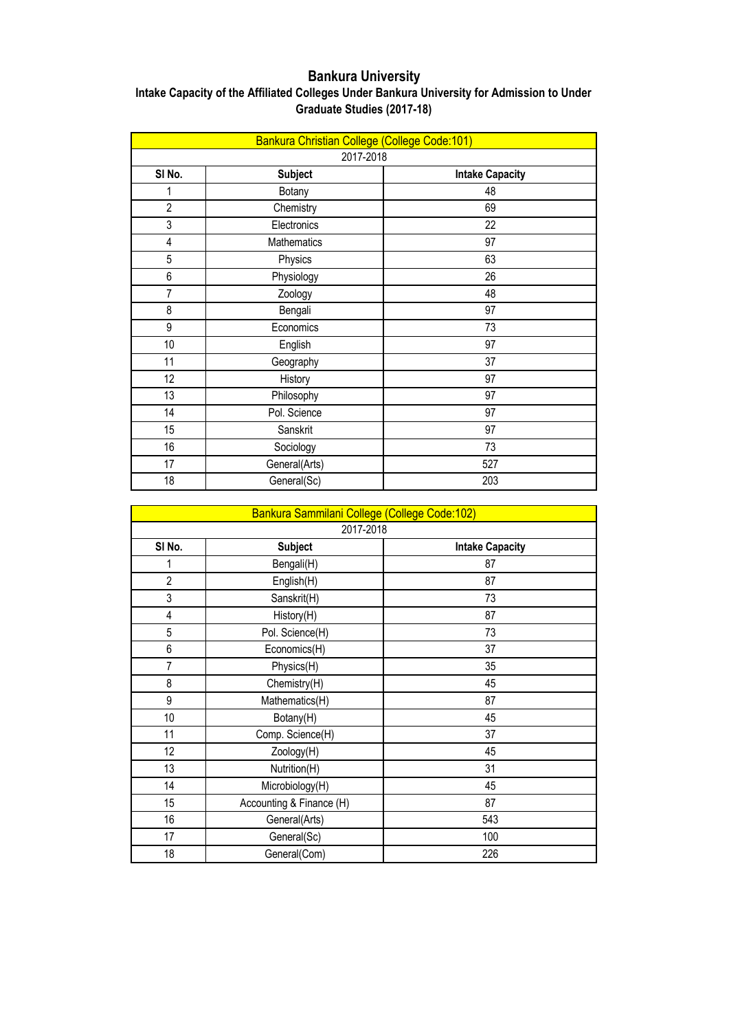# Bankura University

## Intake Capacity of the Affiliated Colleges Under Bankura University for Admission to Under Graduate Studies (2017-18)

| Bankura Christian College (College Code:101) | | |
|---|---|---|
| 2017-2018 | | |
| **Sl No.** | **Subject** | **Intake Capacity** |
| 1 | Botany | 48 |
| 2 | Chemistry | 69 |
| 3 | Electronics | 22 |
| 4 | Mathematics | 97 |
| 5 | Physics | 63 |
| 6 | Physiology | 26 |
| 7 | Zoology | 48 |
| 8 | Bengali | 97 |
| 9 | Economics | 73 |
| 10 | English | 97 |
| 11 | Geography | 37 |
| 12 | History | 97 |
| 13 | Philosophy | 97 |
| 14 | Pol. Science | 97 |
| 15 | Sanskrit | 97 |
| 16 | Sociology | 73 |
| 17 | General(Arts) | 527 |
| 18 | General(Sc) | 203 |

| Bankura Sammilani College (College Code:102) | | |
|---|---|---|
| 2017-2018 | | |
| **Sl No.** | **Subject** | **Intake Capacity** |
| 1 | Bengali(H) | 87 |
| 2 | English(H) | 87 |
| 3 | Sanskrit(H) | 73 |
| 4 | History(H) | 87 |
| 5 | Pol. Science(H) | 73 |
| 6 | Economics(H) | 37 |
| 7 | Physics(H) | 35 |
| 8 | Chemistry(H) | 45 |
| 9 | Mathematics(H) | 87 |
| 10 | Botany(H) | 45 |
| 11 | Comp. Science(H) | 37 |
| 12 | Zoology(H) | 45 |
| 13 | Nutrition(H) | 31 |
| 14 | Microbiology(H) | 45 |
| 15 | Accounting & Finance (H) | 87 |
| 16 | General(Arts) | 543 |
| 17 | General(Sc) | 100 |
| 18 | General(Com) | 226 |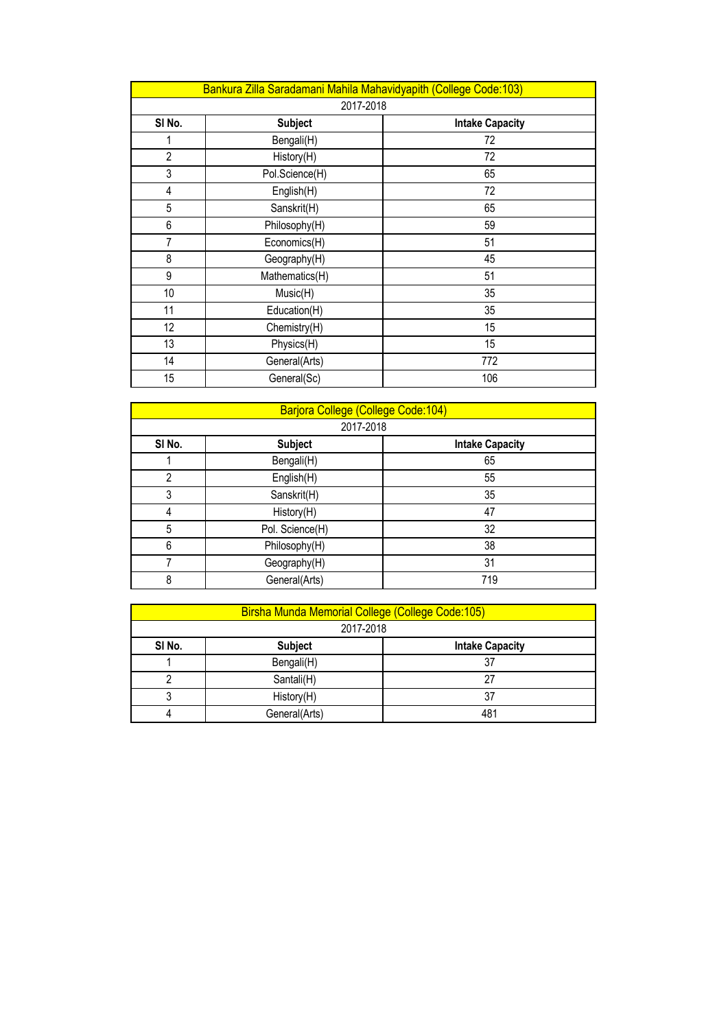| Bankura Zilla Saradamani Mahila Mahavidyapith (College Code:103) | | |
|---|---|---|
| 2017-2018 | | |
| Sl No. | Subject | Intake Capacity |
| 1 | Bengali(H) | 72 |
| 2 | History(H) | 72 |
| 3 | Pol.Science(H) | 65 |
| 4 | English(H) | 72 |
| 5 | Sanskrit(H) | 65 |
| 6 | Philosophy(H) | 59 |
| 7 | Economics(H) | 51 |
| 8 | Geography(H) | 45 |
| 9 | Mathematics(H) | 51 |
| 10 | Music(H) | 35 |
| 11 | Education(H) | 35 |
| 12 | Chemistry(H) | 15 |
| 13 | Physics(H) | 15 |
| 14 | General(Arts) | 772 |
| 15 | General(Sc) | 106 |

| Barjora College (College Code:104) | | |
|---|---|---|
| 2017-2018 | | |
| Sl No. | Subject | Intake Capacity |
| 1 | Bengali(H) | 65 |
| 2 | English(H) | 55 |
| 3 | Sanskrit(H) | 35 |
| 4 | History(H) | 47 |
| 5 | Pol. Science(H) | 32 |
| 6 | Philosophy(H) | 38 |
| 7 | Geography(H) | 31 |
| 8 | General(Arts) | 719 |

| Birsha Munda Memorial College (College Code:105) | | |
|---|---|---|
| 2017-2018 | | |
| Sl No. | Subject | Intake Capacity |
| 1 | Bengali(H) | 37 |
| 2 | Santali(H) | 27 |
| 3 | History(H) | 37 |
| 4 | General(Arts) | 481 |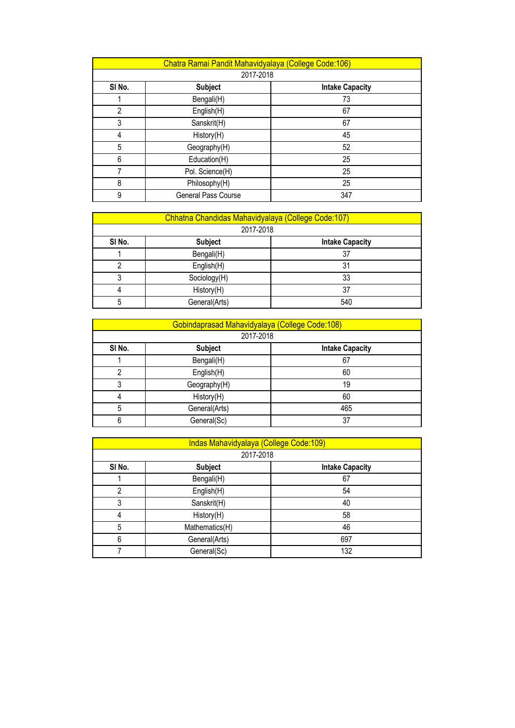| Chatra Ramai Pandit Mahavidyalaya (College Code:106) | | |
|---|---|---|
| 2017-2018 | | |
| **Sl No.** | **Subject** | **Intake Capacity** |
| 1 | Bengali(H) | 73 |
| 2 | English(H) | 67 |
| 3 | Sanskrit(H) | 67 |
| 4 | History(H) | 45 |
| 5 | Geography(H) | 52 |
| 6 | Education(H) | 25 |
| 7 | Pol. Science(H) | 25 |
| 8 | Philosophy(H) | 25 |
| 9 | General Pass Course | 347 |

| Chhatna Chandidas Mahavidyalaya (College Code:107) | | |
|---|---|---|
| 2017-2018 | | |
| **Sl No.** | **Subject** | **Intake Capacity** |
| 1 | Bengali(H) | 37 |
| 2 | English(H) | 31 |
| 3 | Sociology(H) | 33 |
| 4 | History(H) | 37 |
| 5 | General(Arts) | 540 |

| Gobindaprasad Mahavidyalaya (College Code:108) | | |
|---|---|---|
| 2017-2018 | | |
| **Sl No.** | **Subject** | **Intake Capacity** |
| 1 | Bengali(H) | 67 |
| 2 | English(H) | 60 |
| 3 | Geography(H) | 19 |
| 4 | History(H) | 60 |
| 5 | General(Arts) | 465 |
| 6 | General(Sc) | 37 |

| Indas Mahavidyalaya (College Code:109) | | |
|---|---|---|
| 2017-2018 | | |
| **Sl No.** | **Subject** | **Intake Capacity** |
| 1 | Bengali(H) | 67 |
| 2 | English(H) | 54 |
| 3 | Sanskrit(H) | 40 |
| 4 | History(H) | 58 |
| 5 | Mathematics(H) | 46 |
| 6 | General(Arts) | 697 |
| 7 | General(Sc) | 132 |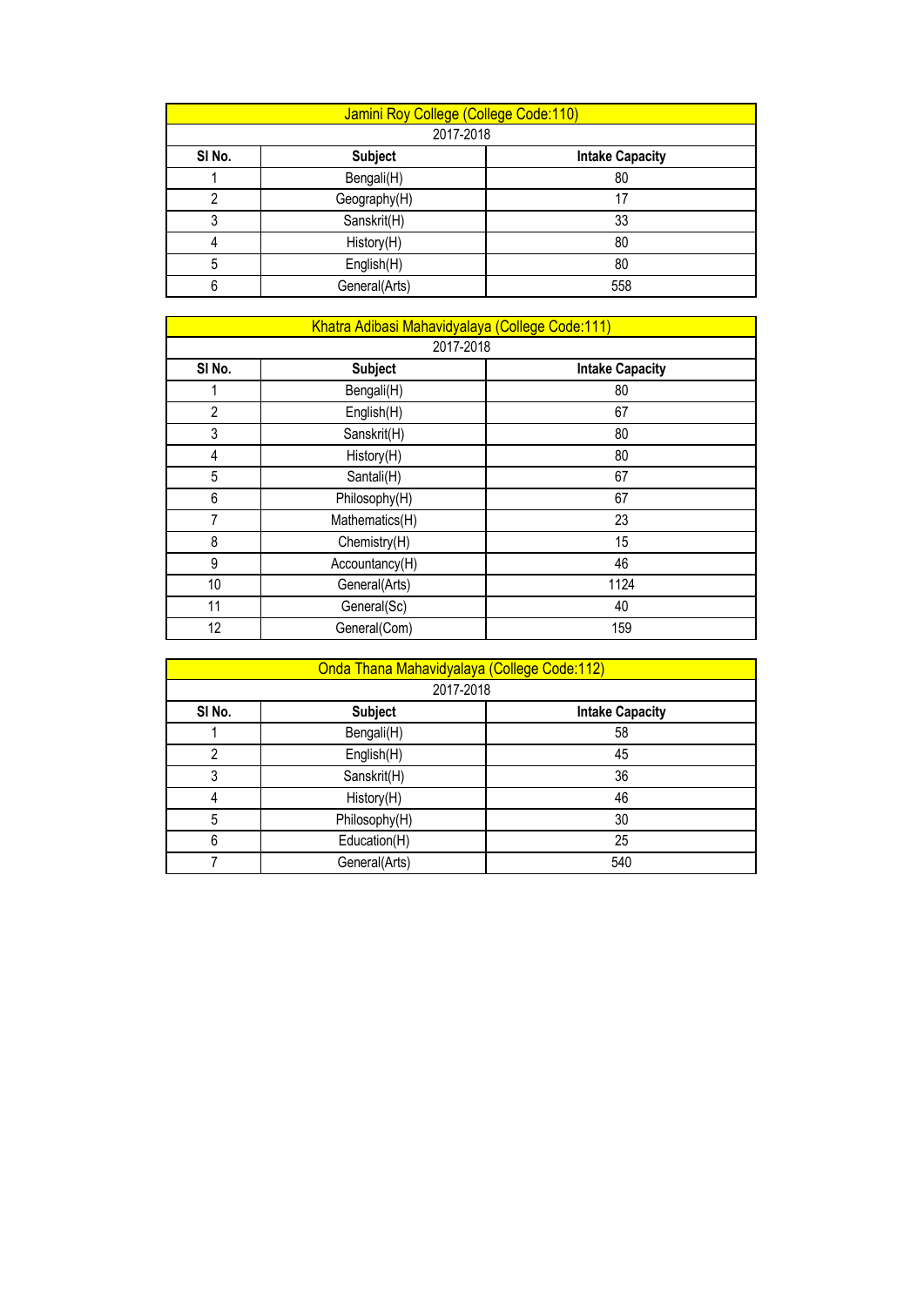| Jamini Roy College (College Code:110) | | |
|---|---|---|
| 2017-2018 | | |
| Sl No. | Subject | Intake Capacity |
| 1 | Bengali(H) | 80 |
| 2 | Geography(H) | 17 |
| 3 | Sanskrit(H) | 33 |
| 4 | History(H) | 80 |
| 5 | English(H) | 80 |
| 6 | General(Arts) | 558 |

| Khatra Adibasi Mahavidyalaya (College Code:111) | | |
|---|---|---|
| 2017-2018 | | |
| Sl No. | Subject | Intake Capacity |
| 1 | Bengali(H) | 80 |
| 2 | English(H) | 67 |
| 3 | Sanskrit(H) | 80 |
| 4 | History(H) | 80 |
| 5 | Santali(H) | 67 |
| 6 | Philosophy(H) | 67 |
| 7 | Mathematics(H) | 23 |
| 8 | Chemistry(H) | 15 |
| 9 | Accountancy(H) | 46 |
| 10 | General(Arts) | 1124 |
| 11 | General(Sc) | 40 |
| 12 | General(Com) | 159 |

| Onda Thana Mahavidyalaya (College Code:112) | | |
|---|---|---|
| 2017-2018 | | |
| Sl No. | Subject | Intake Capacity |
| 1 | Bengali(H) | 58 |
| 2 | English(H) | 45 |
| 3 | Sanskrit(H) | 36 |
| 4 | History(H) | 46 |
| 5 | Philosophy(H) | 30 |
| 6 | Education(H) | 25 |
| 7 | General(Arts) | 540 |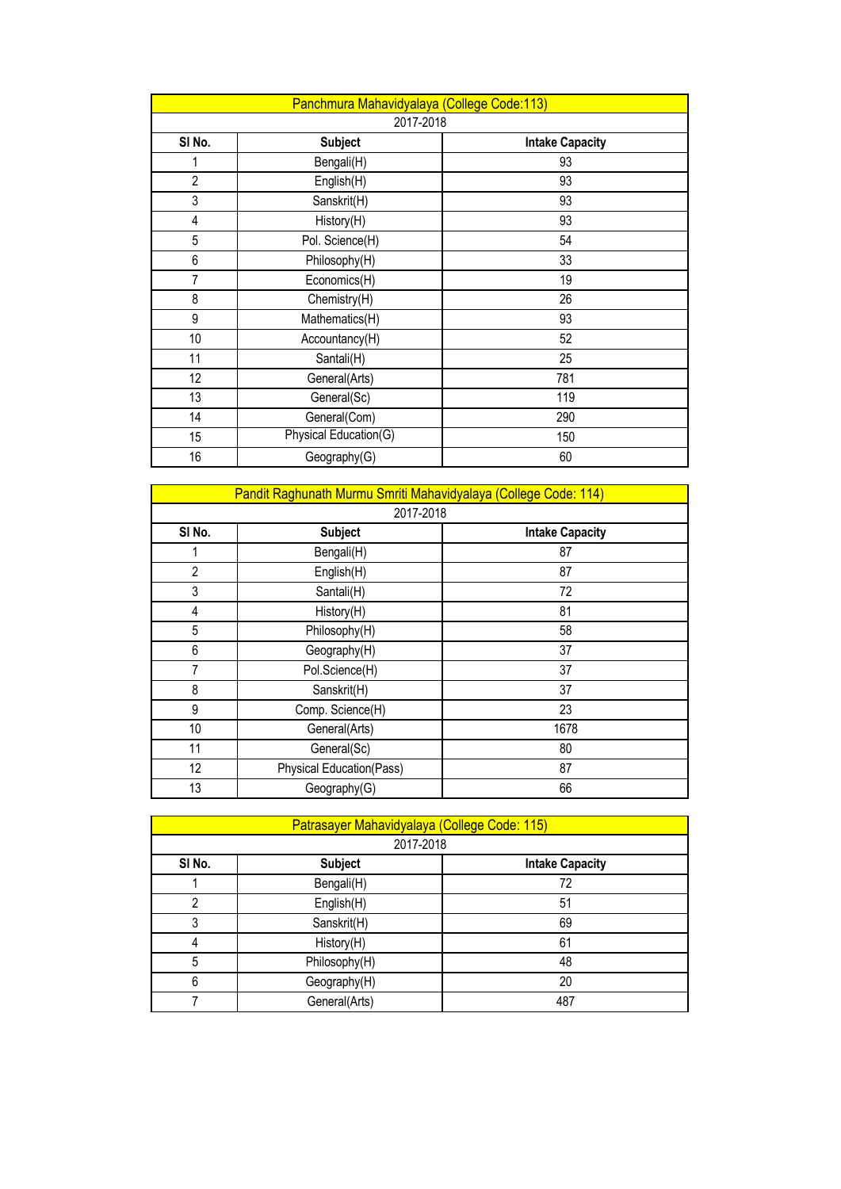| Panchmura Mahavidyalaya (College Code:113) | | |
|---|---|---|
| 2017-2018 | | |
| **Sl No.** | **Subject** | **Intake Capacity** |
| 1 | Bengali(H) | 93 |
| 2 | English(H) | 93 |
| 3 | Sanskrit(H) | 93 |
| 4 | History(H) | 93 |
| 5 | Pol. Science(H) | 54 |
| 6 | Philosophy(H) | 33 |
| 7 | Economics(H) | 19 |
| 8 | Chemistry(H) | 26 |
| 9 | Mathematics(H) | 93 |
| 10 | Accountancy(H) | 52 |
| 11 | Santali(H) | 25 |
| 12 | General(Arts) | 781 |
| 13 | General(Sc) | 119 |
| 14 | General(Com) | 290 |
| 15 | Physical Education(G) | 150 |
| 16 | Geography(G) | 60 |

| Pandit Raghunath Murmu Smriti Mahavidyalaya (College Code: 114) | | |
|---|---|---|
| 2017-2018 | | |
| **Sl No.** | **Subject** | **Intake Capacity** |
| 1 | Bengali(H) | 87 |
| 2 | English(H) | 87 |
| 3 | Santali(H) | 72 |
| 4 | History(H) | 81 |
| 5 | Philosophy(H) | 58 |
| 6 | Geography(H) | 37 |
| 7 | Pol.Science(H) | 37 |
| 8 | Sanskrit(H) | 37 |
| 9 | Comp. Science(H) | 23 |
| 10 | General(Arts) | 1678 |
| 11 | General(Sc) | 80 |
| 12 | Physical Education(Pass) | 87 |
| 13 | Geography(G) | 66 |

| Patrasayer Mahavidyalaya (College Code: 115) | | |
|---|---|---|
| 2017-2018 | | |
| **Sl No.** | **Subject** | **Intake Capacity** |
| 1 | Bengali(H) | 72 |
| 2 | English(H) | 51 |
| 3 | Sanskrit(H) | 69 |
| 4 | History(H) | 61 |
| 5 | Philosophy(H) | 48 |
| 6 | Geography(H) | 20 |
| 7 | General(Arts) | 487 |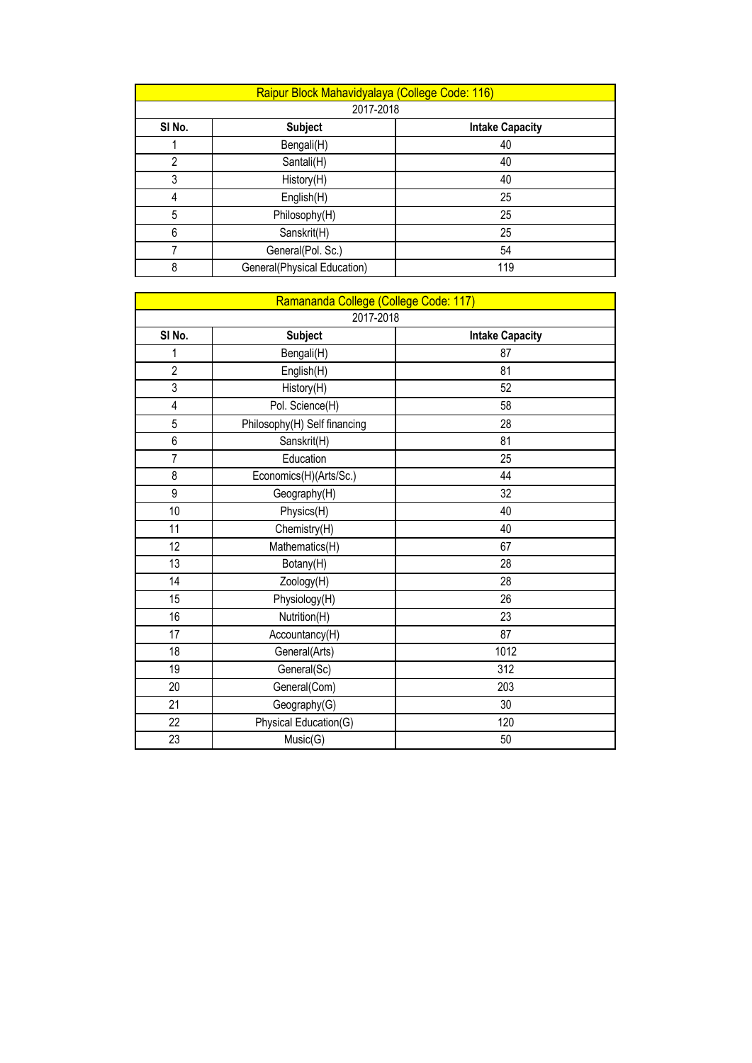| Raipur Block Mahavidyalaya (College Code: 116) | | |
|---|---|---|
| 2017-2018 | | |
| **Sl No.** | **Subject** | **Intake Capacity** |
| 1 | Bengali(H) | 40 |
| 2 | Santali(H) | 40 |
| 3 | History(H) | 40 |
| 4 | English(H) | 25 |
| 5 | Philosophy(H) | 25 |
| 6 | Sanskrit(H) | 25 |
| 7 | General(Pol. Sc.) | 54 |
| 8 | General(Physical Education) | 119 |

| Ramananda College (College Code: 117) | | |
|---|---|---|
| 2017-2018 | | |
| **Sl No.** | **Subject** | **Intake Capacity** |
| 1 | Bengali(H) | 87 |
| 2 | English(H) | 81 |
| 3 | History(H) | 52 |
| 4 | Pol. Science(H) | 58 |
| 5 | Philosophy(H) Self financing | 28 |
| 6 | Sanskrit(H) | 81 |
| 7 | Education | 25 |
| 8 | Economics(H)(Arts/Sc.) | 44 |
| 9 | Geography(H) | 32 |
| 10 | Physics(H) | 40 |
| 11 | Chemistry(H) | 40 |
| 12 | Mathematics(H) | 67 |
| 13 | Botany(H) | 28 |
| 14 | Zoology(H) | 28 |
| 15 | Physiology(H) | 26 |
| 16 | Nutrition(H) | 23 |
| 17 | Accountancy(H) | 87 |
| 18 | General(Arts) | 1012 |
| 19 | General(Sc) | 312 |
| 20 | General(Com) | 203 |
| 21 | Geography(G) | 30 |
| 22 | Physical Education(G) | 120 |
| 23 | Music(G) | 50 |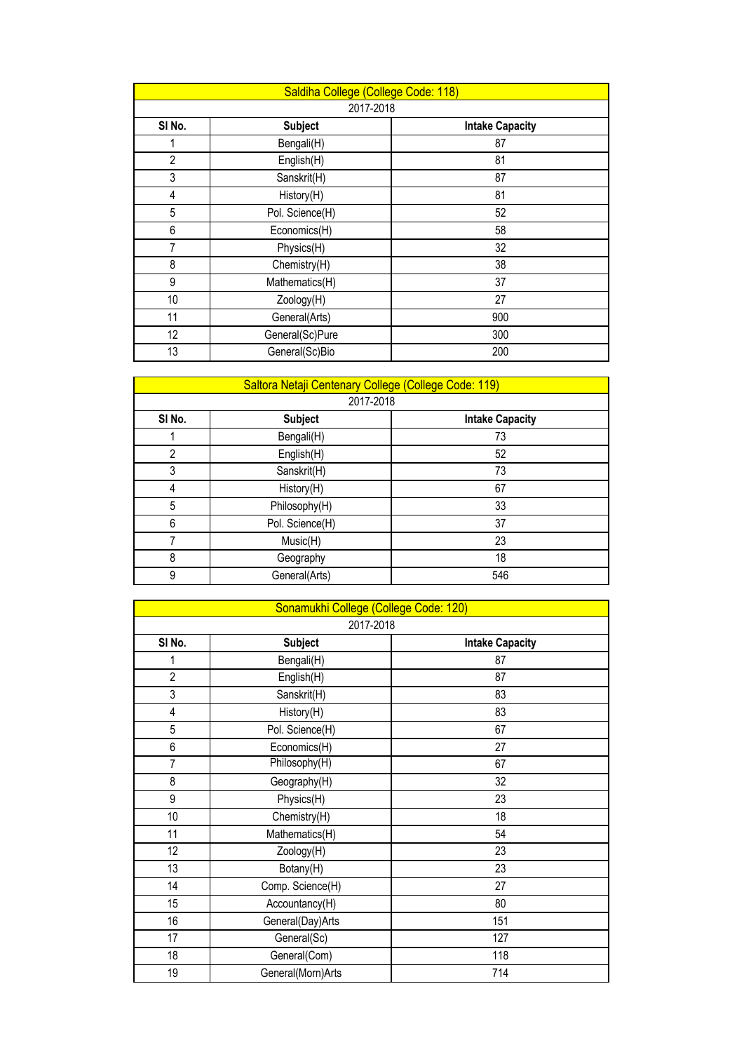| Saldiha College (College Code: 118) | | |
|---|---|---|
| 2017-2018 | | |
| **Sl No.** | **Subject** | **Intake Capacity** |
| 1 | Bengali(H) | 87 |
| 2 | English(H) | 81 |
| 3 | Sanskrit(H) | 87 |
| 4 | History(H) | 81 |
| 5 | Pol. Science(H) | 52 |
| 6 | Economics(H) | 58 |
| 7 | Physics(H) | 32 |
| 8 | Chemistry(H) | 38 |
| 9 | Mathematics(H) | 37 |
| 10 | Zoology(H) | 27 |
| 11 | General(Arts) | 900 |
| 12 | General(Sc)Pure | 300 |
| 13 | General(Sc)Bio | 200 |

| Saltora Netaji Centenary College (College Code: 119) | | |
|---|---|---|
| 2017-2018 | | |
| **Sl No.** | **Subject** | **Intake Capacity** |
| 1 | Bengali(H) | 73 |
| 2 | English(H) | 52 |
| 3 | Sanskrit(H) | 73 |
| 4 | History(H) | 67 |
| 5 | Philosophy(H) | 33 |
| 6 | Pol. Science(H) | 37 |
| 7 | Music(H) | 23 |
| 8 | Geography | 18 |
| 9 | General(Arts) | 546 |

| Sonamukhi College (College Code: 120) | | |
|---|---|---|
| 2017-2018 | | |
| **Sl No.** | **Subject** | **Intake Capacity** |
| 1 | Bengali(H) | 87 |
| 2 | English(H) | 87 |
| 3 | Sanskrit(H) | 83 |
| 4 | History(H) | 83 |
| 5 | Pol. Science(H) | 67 |
| 6 | Economics(H) | 27 |
| 7 | Philosophy(H) | 67 |
| 8 | Geography(H) | 32 |
| 9 | Physics(H) | 23 |
| 10 | Chemistry(H) | 18 |
| 11 | Mathematics(H) | 54 |
| 12 | Zoology(H) | 23 |
| 13 | Botany(H) | 23 |
| 14 | Comp. Science(H) | 27 |
| 15 | Accountancy(H) | 80 |
| 16 | General(Day)Arts | 151 |
| 17 | General(Sc) | 127 |
| 18 | General(Com) | 118 |
| 19 | General(Morn)Arts | 714 |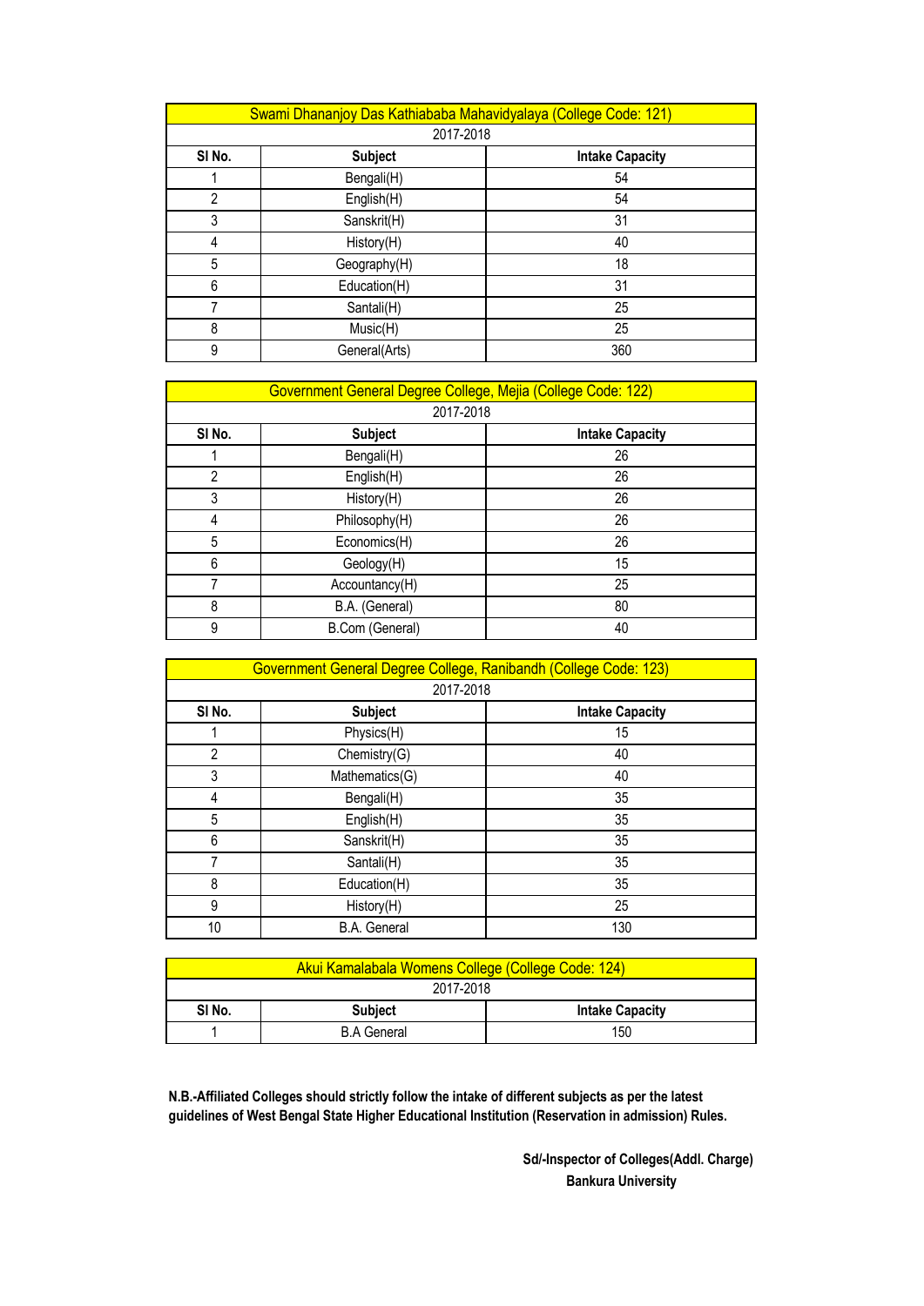| Swami Dhananjoy Das Kathiababa Mahavidyalaya (College Code: 121) | | |
|---|---|---|
| 2017-2018 | | |
| Sl No. | Subject | Intake Capacity |
| 1 | Bengali(H) | 54 |
| 2 | English(H) | 54 |
| 3 | Sanskrit(H) | 31 |
| 4 | History(H) | 40 |
| 5 | Geography(H) | 18 |
| 6 | Education(H) | 31 |
| 7 | Santali(H) | 25 |
| 8 | Music(H) | 25 |
| 9 | General(Arts) | 360 |

| Government General Degree College, Mejia (College Code: 122) | | |
|---|---|---|
| 2017-2018 | | |
| Sl No. | Subject | Intake Capacity |
| 1 | Bengali(H) | 26 |
| 2 | English(H) | 26 |
| 3 | History(H) | 26 |
| 4 | Philosophy(H) | 26 |
| 5 | Economics(H) | 26 |
| 6 | Geology(H) | 15 |
| 7 | Accountancy(H) | 25 |
| 8 | B.A. (General) | 80 |
| 9 | B.Com (General) | 40 |

| Government General Degree College, Ranibandh (College Code: 123) | | |
|---|---|---|
| 2017-2018 | | |
| Sl No. | Subject | Intake Capacity |
| 1 | Physics(H) | 15 |
| 2 | Chemistry(G) | 40 |
| 3 | Mathematics(G) | 40 |
| 4 | Bengali(H) | 35 |
| 5 | English(H) | 35 |
| 6 | Sanskrit(H) | 35 |
| 7 | Santali(H) | 35 |
| 8 | Education(H) | 35 |
| 9 | History(H) | 25 |
| 10 | B.A. General | 130 |

| Akui Kamalabala Womens College (College Code: 124) | | |
|---|---|---|
| 2017-2018 | | |
| Sl No. | Subject | Intake Capacity |
| 1 | B.A General | 150 |

**N.B.-Affiliated Colleges should strictly follow the intake of different subjects as per the latest guidelines of West Bengal State Higher Educational Institution (Reservation in admission) Rules.**

**Sd/-Inspector of Colleges(Addl. Charge)**
**Bankura University**